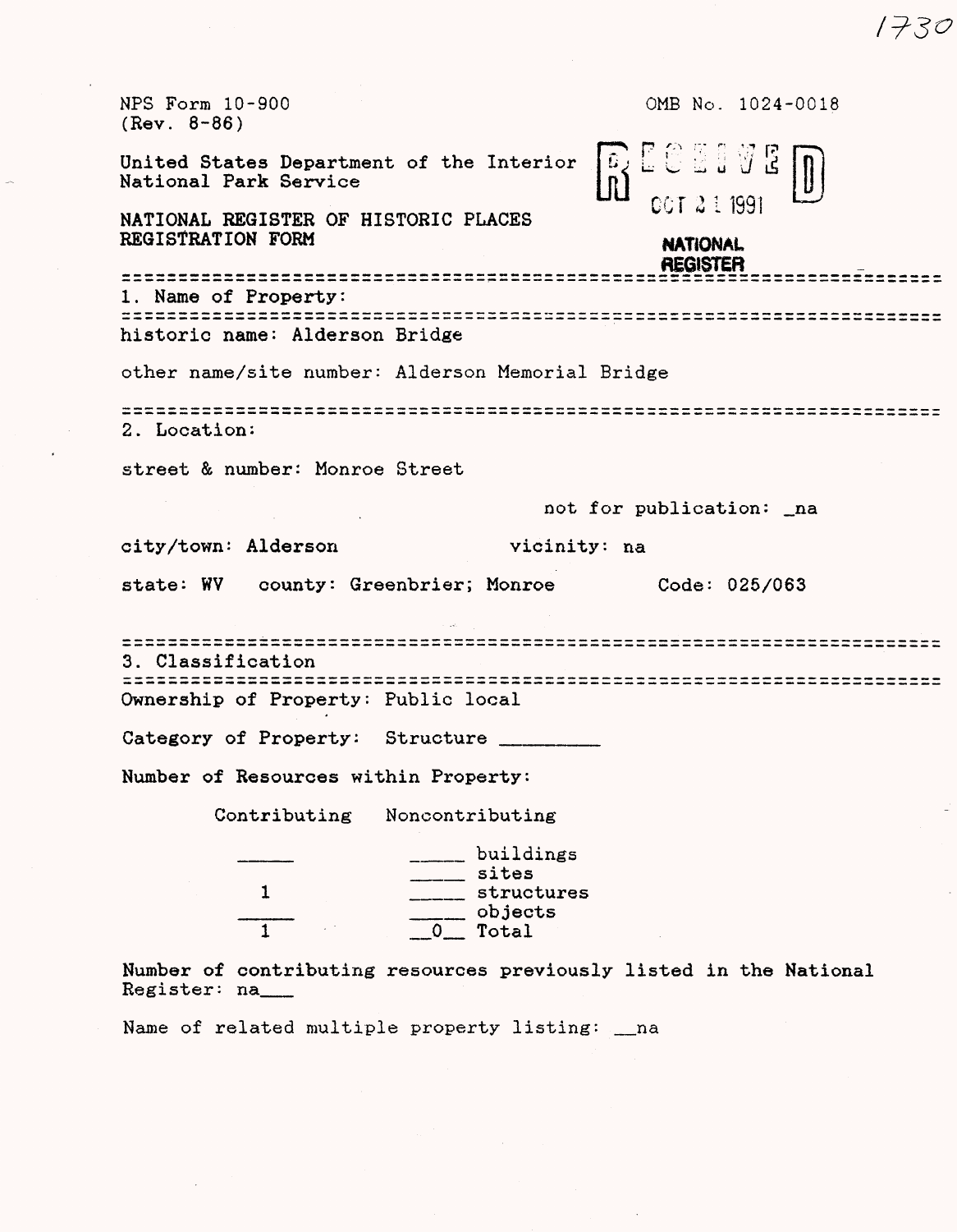1730

NPS Form 10-900
(Rev. 8-86)

OMB No. 1024-0018

United States Department of the Interior
National Park Service

RECEIVED
OCT 21 1991
NATIONAL REGISTER

NATIONAL REGISTER OF HISTORIC PLACES
REGISTRATION FORM

## 1. Name of Property:

historic name: Alderson Bridge

other name/site number: Alderson Memorial Bridge

## 2. Location:

street & number: Monroe Street

not for publication: _na

city/town: Alderson    vicinity: na

state: WV    county: Greenbrier; Monroe    Code: 025/063

## 3. Classification

Ownership of Property: Public local

Category of Property: Structure _________

Number of Resources within Property:

| Contributing | Noncontributing | |
|---|---|---|
| _____ | _____ | buildings |
| | _____ | sites |
| 1 | _____ | structures |
| _____ | _____ | objects |
| 1 | __0__ | Total |

Number of contributing resources previously listed in the National Register: na___

Name of related multiple property listing: __na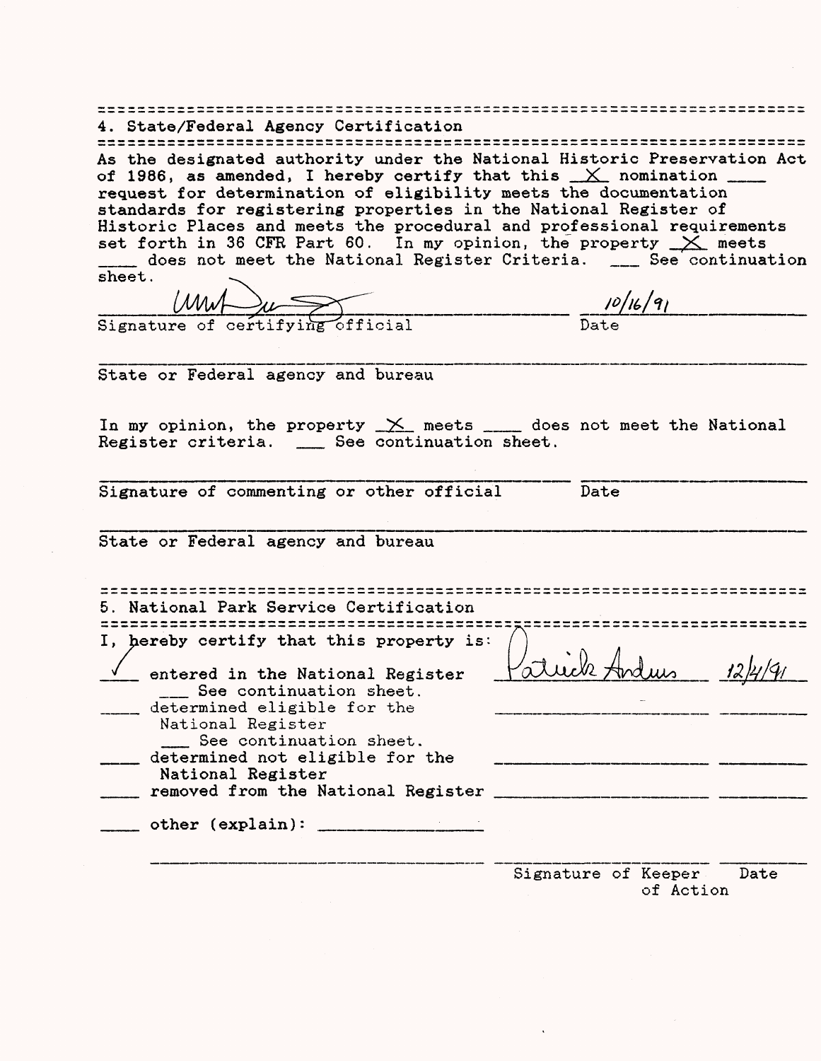## 4. State/Federal Agency Certification

As the designated authority under the National Historic Preservation Act of 1986, as amended, I hereby certify that this X nomination ____ request for determination of eligibility meets the documentation standards for registering properties in the National Register of Historic Places and meets the procedural and professional requirements set forth in 36 CFR Part 60. In my opinion, the property X meets ____ does not meet the National Register Criteria. ___ See continuation sheet.

Signature of certifying official — Date 10/16/91

State or Federal agency and bureau

In my opinion, the property X meets ____ does not meet the National Register criteria. ___ See continuation sheet.

Signature of commenting or other official — Date

State or Federal agency and bureau

## 5. National Park Service Certification

I, hereby certify that this property is:

| | Signature of Keeper | Date of Action |
|---|---|---|
| ✓ entered in the National Register ___ See continuation sheet. | Patrick Andrus | 12/4/91 |
| ____ determined eligible for the National Register ___ See continuation sheet. | | |
| ____ determined not eligible for the National Register | | |
| ____ removed from the National Register | | |
| ____ other (explain): ________ | | |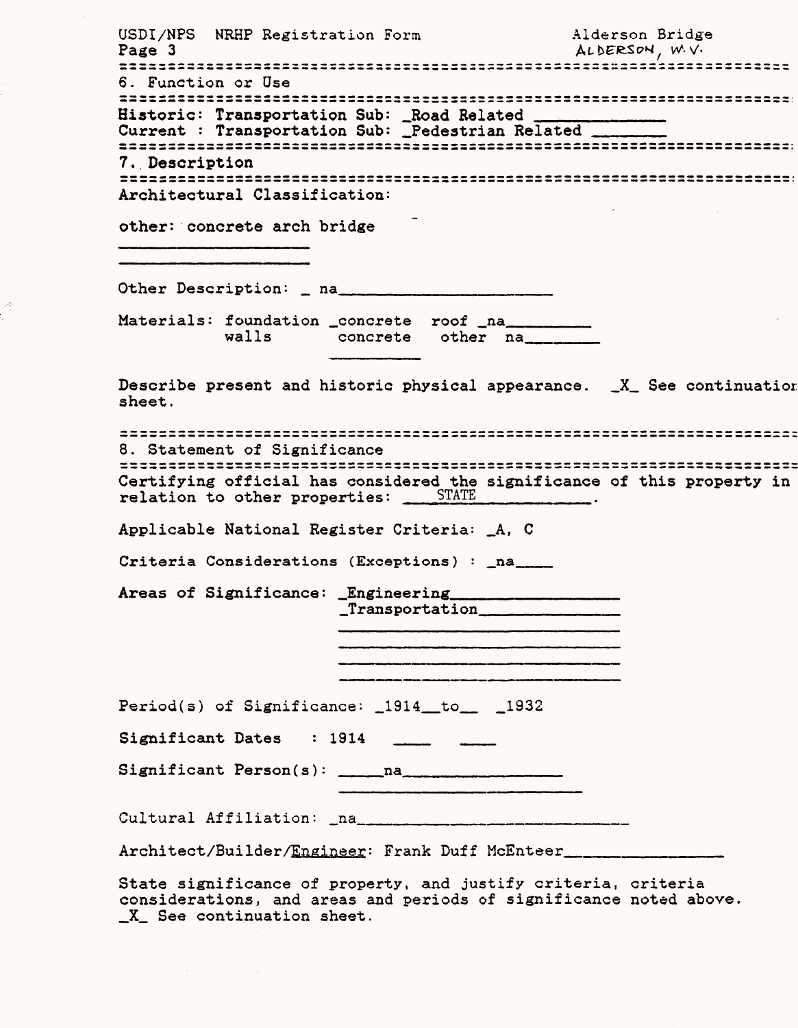USDI/NPS NRHP Registration Form — Alderson Bridge, ALDERSON, W.V.

## 6. Function or Use

**Historic: Transportation Sub: _Road Related**
**Current : Transportation Sub: _Pedestrian Related**

## 7. Description

**Architectural Classification:**

other: concrete arch bridge

Other Description: _ na

Materials: foundation _concrete roof _na
walls concrete other na

Describe present and historic physical appearance. _X_ See continuation sheet.

## 8. Statement of Significance

Certifying official has considered the significance of this property in relation to other properties: STATE.

Applicable National Register Criteria: _A, C

Criteria Considerations (Exceptions) : _na

**Areas of Significance:** _Engineering
_Transportation

Period(s) of Significance: _1914__to__ _1932

**Significant Dates** : 1914

Significant Person(s): _na

Cultural Affiliation: _na

Architect/Builder/Engineer: Frank Duff McEnteer

State significance of property, and justify criteria, criteria considerations, and areas and periods of significance noted above. _X_ See continuation sheet.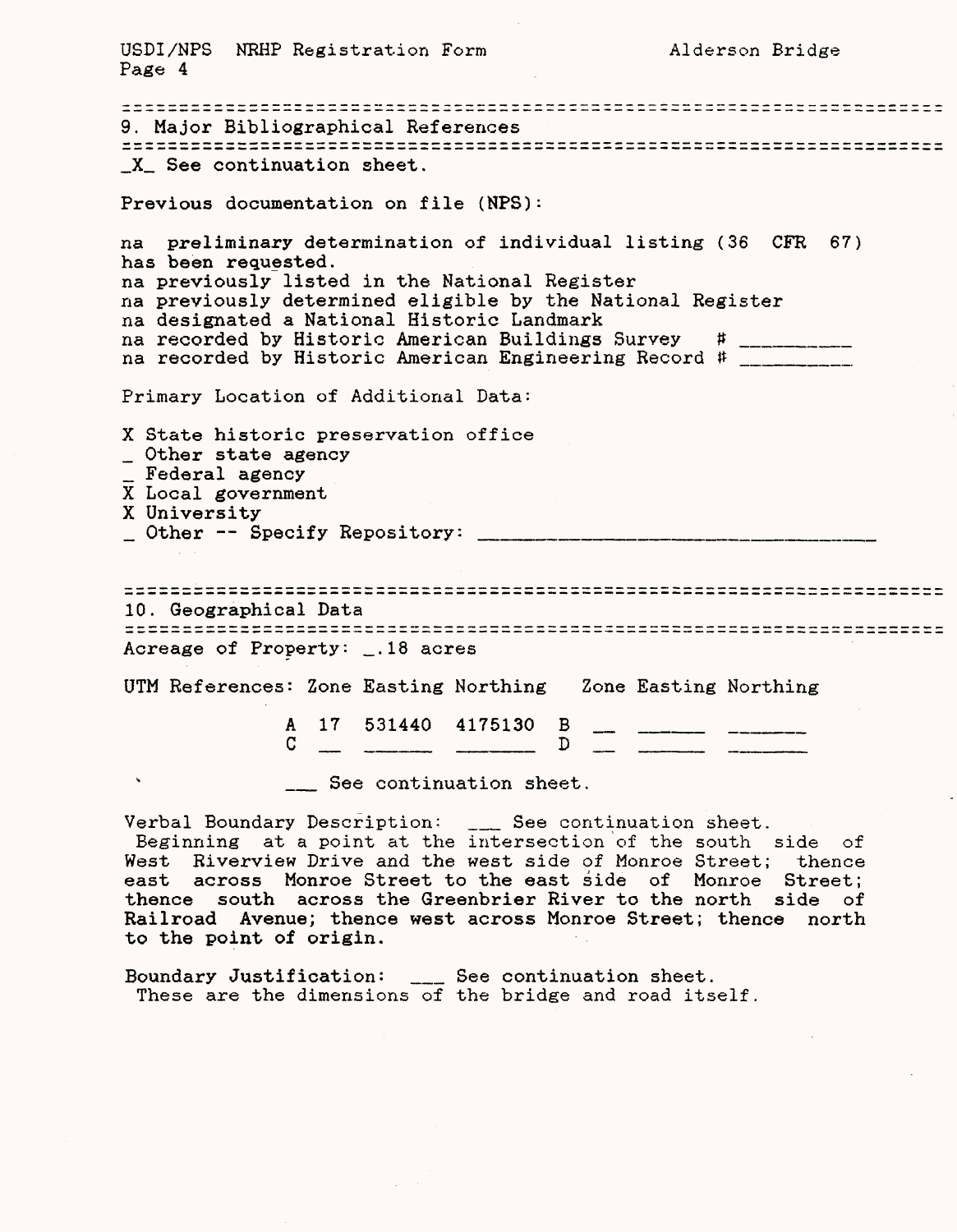## 9. Major Bibliographical References

_X_ See continuation sheet.

Previous documentation on file (NPS):

na preliminary determination of individual listing (36 CFR 67) has been requested.
na previously listed in the National Register
na previously determined eligible by the National Register
na designated a National Historic Landmark
na recorded by Historic American Buildings Survey # ________
na recorded by Historic American Engineering Record # ________

Primary Location of Additional Data:

X State historic preservation office
_ Other state agency
_ Federal agency
X Local government
X University
_ Other -- Specify Repository: ______________________________

## 10. Geographical Data

Acreage of Property: _.18 acres

UTM References: Zone Easting Northing Zone Easting Northing

| | Zone | Easting | Northing | | Zone | Easting | Northing |
|---|---|---|---|---|---|---|---|
| A | 17 | 531440 | 4175130 | B | __ | ______ | _______ |
| C | __ | ______ | _______ | D | __ | ______ | _______ |

___ See continuation sheet.

Verbal Boundary Description: ___ See continuation sheet.
Beginning at a point at the intersection of the south side of West Riverview Drive and the west side of Monroe Street; thence east across Monroe Street to the east side of Monroe Street; thence south across the Greenbrier River to the north side of Railroad Avenue; thence west across Monroe Street; thence north to the point of origin.

Boundary Justification: ___ See continuation sheet.
These are the dimensions of the bridge and road itself.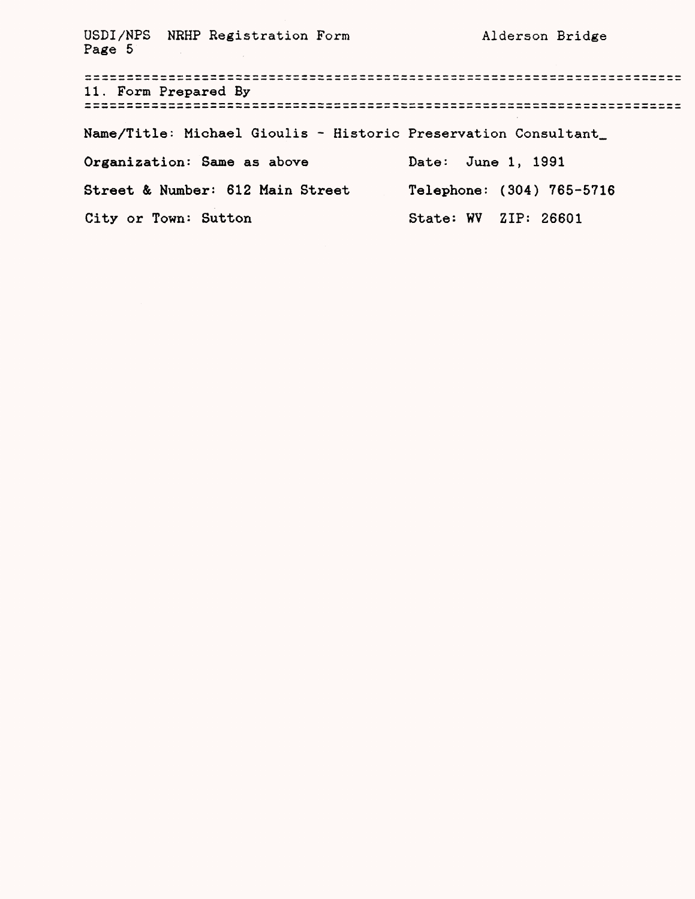## 11. Form Prepared By

**Name/Title:** Michael Gioulis - Historic Preservation Consultant_

**Organization:** Same as above | **Date:** June 1, 1991

**Street & Number:** 612 Main Street | **Telephone:** (304) 765-5716

**City or Town:** Sutton | **State:** WV **ZIP:** 26601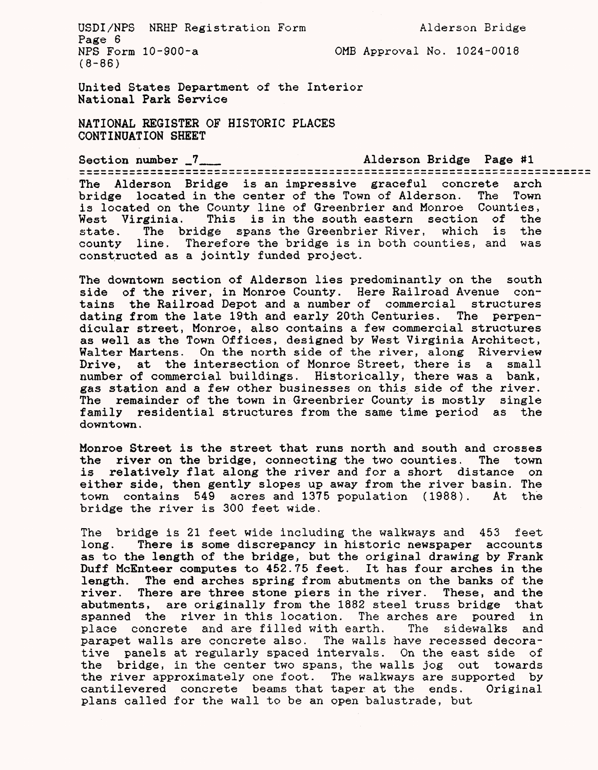United States Department of the Interior
National Park Service

NATIONAL REGISTER OF HISTORIC PLACES
CONTINUATION SHEET

Section number _7___ Alderson Bridge Page #1

The Alderson Bridge is an impressive graceful concrete arch bridge located in the center of the Town of Alderson. The Town is located on the County line of Greenbrier and Monroe Counties, West Virginia. This is in the south eastern section of the state. The bridge spans the Greenbrier River, which is the county line. Therefore the bridge is in both counties, and was constructed as a jointly funded project.

The downtown section of Alderson lies predominantly on the south side of the river, in Monroe County. Here Railroad Avenue contains the Railroad Depot and a number of commercial structures dating from the late 19th and early 20th Centuries. The perpendicular street, Monroe, also contains a few commercial structures as well as the Town Offices, designed by West Virginia Architect, Walter Martens. On the north side of the river, along Riverview Drive, at the intersection of Monroe Street, there is a small number of commercial buildings. Historically, there was a bank, gas station and a few other businesses on this side of the river. The remainder of the town in Greenbrier County is mostly single family residential structures from the same time period as the downtown.

Monroe Street is the street that runs north and south and crosses the river on the bridge, connecting the two counties. The town is relatively flat along the river and for a short distance on either side, then gently slopes up away from the river basin. The town contains 549 acres and 1375 population (1988). At the bridge the river is 300 feet wide.

The bridge is 21 feet wide including the walkways and 453 feet long. There is some discrepancy in historic newspaper accounts as to the length of the bridge, but the original drawing by Frank Duff McEnteer computes to 452.75 feet. It has four arches in the length. The end arches spring from abutments on the banks of the river. There are three stone piers in the river. These, and the abutments, are originally from the 1882 steel truss bridge that spanned the river in this location. The arches are poured in place concrete and are filled with earth. The sidewalks and parapet walls are concrete also. The walls have recessed decorative panels at regularly spaced intervals. On the east side of the bridge, in the center two spans, the walls jog out towards the river approximately one foot. The walkways are supported by cantilevered concrete beams that taper at the ends. Original plans called for the wall to be an open balustrade, but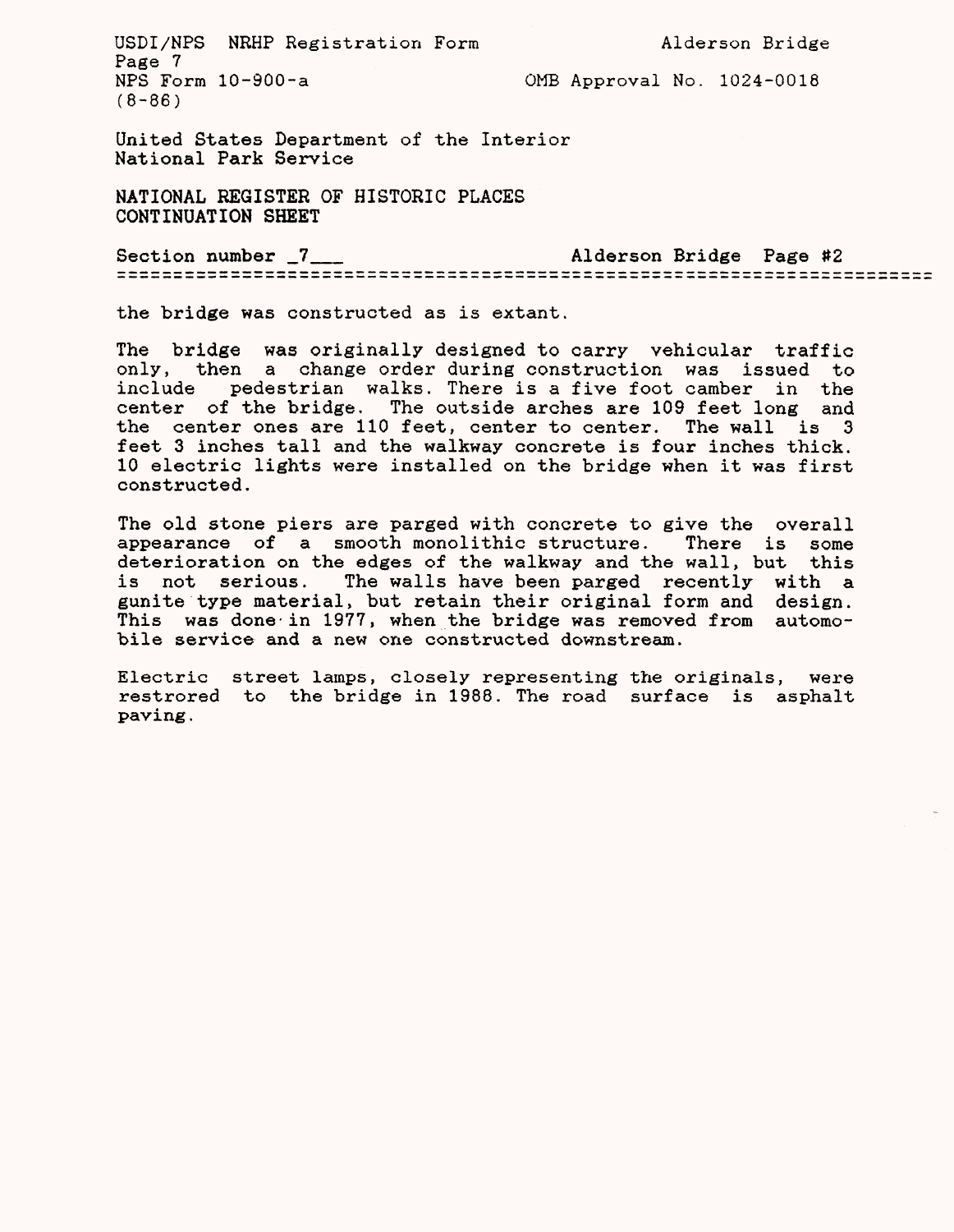United States Department of the Interior
National Park Service

**NATIONAL REGISTER OF HISTORIC PLACES**
**CONTINUATION SHEET**

Section number _7___ Alderson Bridge Page #2

the bridge was constructed as is extant.

The bridge was originally designed to carry vehicular traffic only, then a change order during construction was issued to include pedestrian walks. There is a five foot camber in the center of the bridge. The outside arches are 109 feet long and the center ones are 110 feet, center to center. The wall is 3 feet 3 inches tall and the walkway concrete is four inches thick. 10 electric lights were installed on the bridge when it was first constructed.

The old stone piers are parged with concrete to give the overall appearance of a smooth monolithic structure. There is some deterioration on the edges of the walkway and the wall, but this is not serious. The walls have been parged recently with a gunite type material, but retain their original form and design. This was done in 1977, when the bridge was removed from automobile service and a new one constructed downstream.

Electric street lamps, closely representing the originals, were restrored to the bridge in 1988. The road surface is asphalt paving.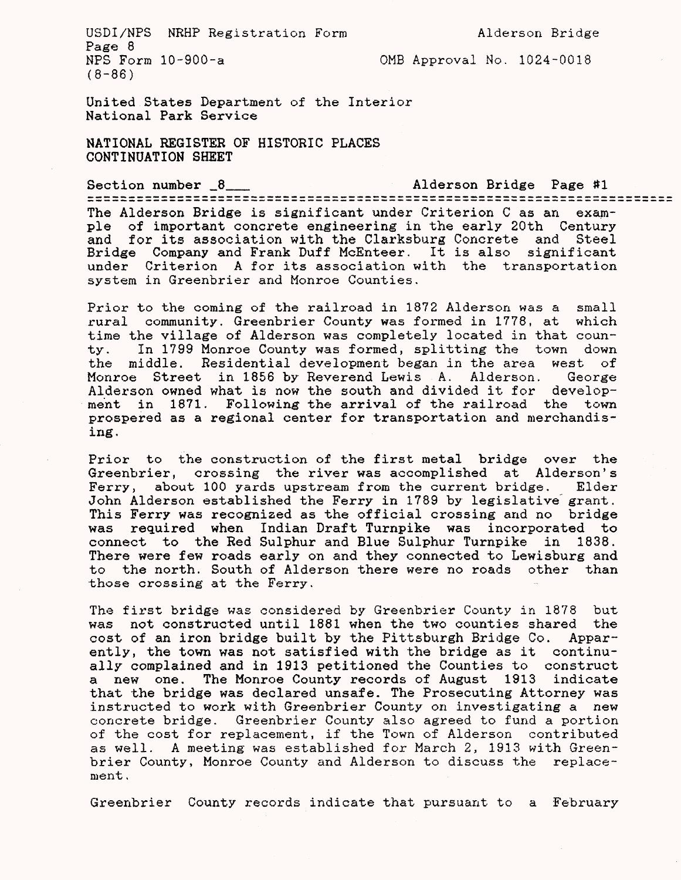United States Department of the Interior
National Park Service

# NATIONAL REGISTER OF HISTORIC PLACES CONTINUATION SHEET

Section number 8 Alderson Bridge Page #1

The Alderson Bridge is significant under Criterion C as an example of important concrete engineering in the early 20th Century and for its association with the Clarksburg Concrete and Steel Bridge Company and Frank Duff McEnteer. It is also significant under Criterion A for its association with the transportation system in Greenbrier and Monroe Counties.

Prior to the coming of the railroad in 1872 Alderson was a small rural community. Greenbrier County was formed in 1778, at which time the village of Alderson was completely located in that county. In 1799 Monroe County was formed, splitting the town down the middle. Residential development began in the area west of Monroe Street in 1856 by Reverend Lewis A. Alderson. George Alderson owned what is now the south and divided it for development in 1871. Following the arrival of the railroad the town prospered as a regional center for transportation and merchandising.

Prior to the construction of the first metal bridge over the Greenbrier, crossing the river was accomplished at Alderson's Ferry, about 100 yards upstream from the current bridge. Elder John Alderson established the Ferry in 1789 by legislative grant. This Ferry was recognized as the official crossing and no bridge was required when Indian Draft Turnpike was incorporated to connect to the Red Sulphur and Blue Sulphur Turnpike in 1838. There were few roads early on and they connected to Lewisburg and to the north. South of Alderson there were no roads other than those crossing at the Ferry.

The first bridge was considered by Greenbrier County in 1878 but was not constructed until 1881 when the two counties shared the cost of an iron bridge built by the Pittsburgh Bridge Co. Apparently, the town was not satisfied with the bridge as it continually complained and in 1913 petitioned the Counties to construct a new one. The Monroe County records of August 1913 indicate that the bridge was declared unsafe. The Prosecuting Attorney was instructed to work with Greenbrier County on investigating a new concrete bridge. Greenbrier County also agreed to fund a portion of the cost for replacement, if the Town of Alderson contributed as well. A meeting was established for March 2, 1913 with Greenbrier County, Monroe County and Alderson to discuss the replacement.

Greenbrier County records indicate that pursuant to a February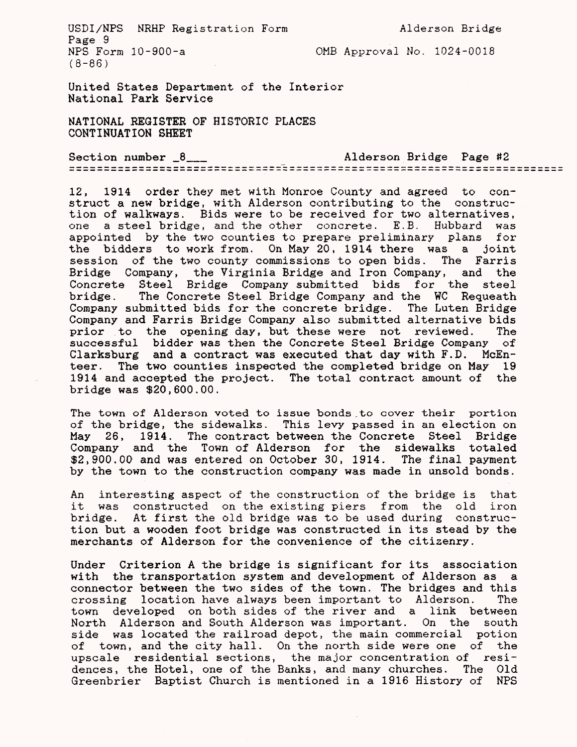United States Department of the Interior
National Park Service

NATIONAL REGISTER OF HISTORIC PLACES
CONTINUATION SHEET

Section number _8___ Alderson Bridge Page #2

12, 1914 order they met with Monroe County and agreed to construct a new bridge, with Alderson contributing to the construction of walkways. Bids were to be received for two alternatives, one a steel bridge, and the other concrete. E.B. Hubbard was appointed by the two counties to prepare preliminary plans for the bidders to work from. On May 20, 1914 there was a joint session of the two county commissions to open bids. The Farris Bridge Company, the Virginia Bridge and Iron Company, and the Concrete Steel Bridge Company submitted bids for the steel bridge. The Concrete Steel Bridge Company and the WC Requeath Company submitted bids for the concrete bridge. The Luten Bridge Company and Farris Bridge Company also submitted alternative bids prior to the opening day, but these were not reviewed. The successful bidder was then the Concrete Steel Bridge Company of Clarksburg and a contract was executed that day with F.D. McEnteer. The two counties inspected the completed bridge on May 19 1914 and accepted the project. The total contract amount of the bridge was $20,600.00.

The town of Alderson voted to issue bonds to cover their portion of the bridge, the sidewalks. This levy passed in an election on May 26, 1914. The contract between the Concrete Steel Bridge Company and the Town of Alderson for the sidewalks totaled $2,900.00 and was entered on October 30, 1914. The final payment by the town to the construction company was made in unsold bonds.

An interesting aspect of the construction of the bridge is that it was constructed on the existing piers from the old iron bridge. At first the old bridge was to be used during construction but a wooden foot bridge was constructed in its stead by the merchants of Alderson for the convenience of the citizenry.

Under Criterion A the bridge is significant for its association with the transportation system and development of Alderson as a connector between the two sides of the town. The bridges and this crossing location have always been important to Alderson. The town developed on both sides of the river and a link between North Alderson and South Alderson was important. On the south side was located the railroad depot, the main commercial potion of town, and the city hall. On the north side were one of the upscale residential sections, the major concentration of residences, the Hotel, one of the Banks, and many churches. The Old Greenbrier Baptist Church is mentioned in a 1916 History of NPS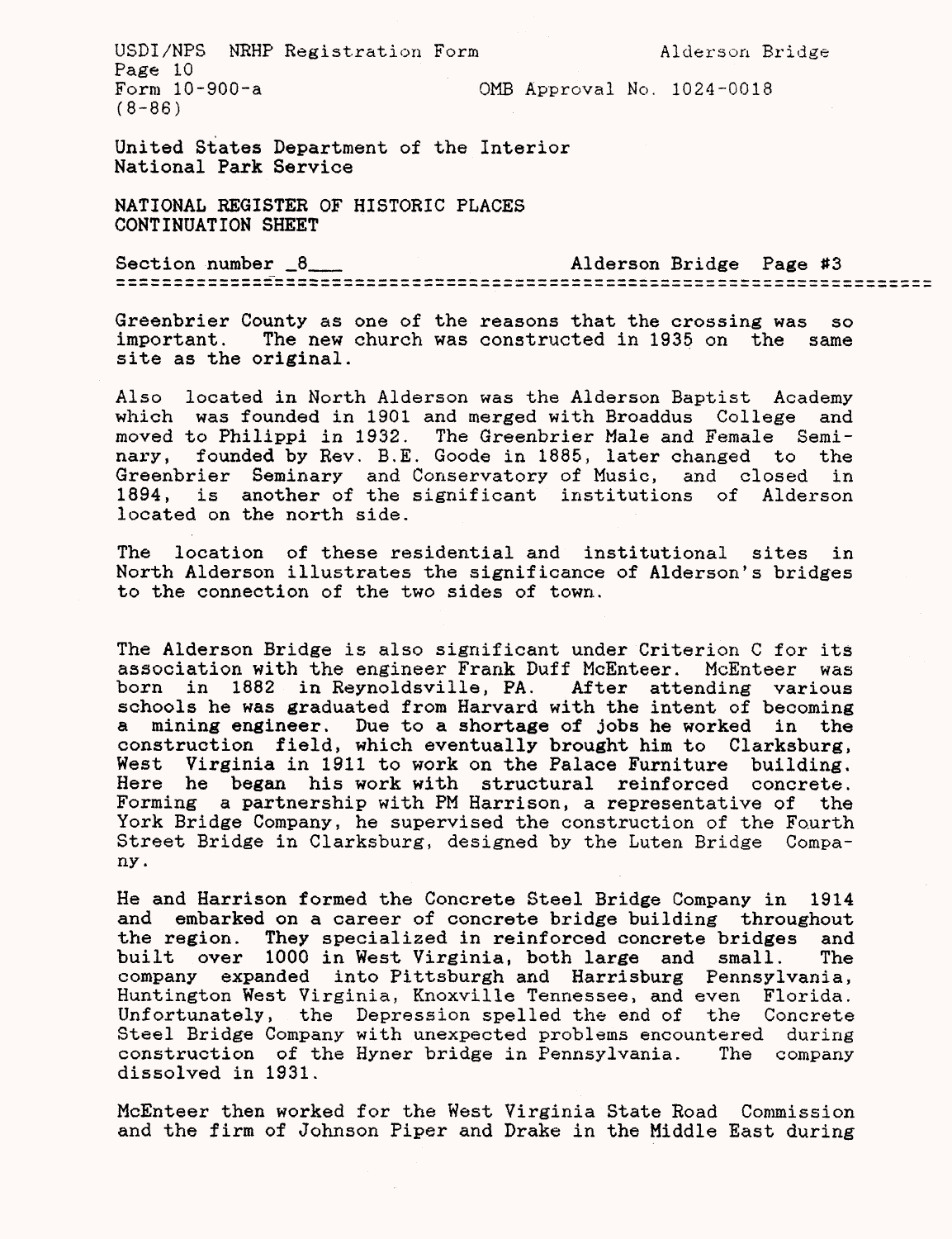United States Department of the Interior
National Park Service

NATIONAL REGISTER OF HISTORIC PLACES
CONTINUATION SHEET

Section number 8 Alderson Bridge Page #3

Greenbrier County as one of the reasons that the crossing was so important. The new church was constructed in 1935 on the same site as the original.

Also located in North Alderson was the Alderson Baptist Academy which was founded in 1901 and merged with Broaddus College and moved to Philippi in 1932. The Greenbrier Male and Female Seminary, founded by Rev. B.E. Goode in 1885, later changed to the Greenbrier Seminary and Conservatory of Music, and closed in 1894, is another of the significant institutions of Alderson located on the north side.

The location of these residential and institutional sites in North Alderson illustrates the significance of Alderson's bridges to the connection of the two sides of town.

The Alderson Bridge is also significant under Criterion C for its association with the engineer Frank Duff McEnteer. McEnteer was born in 1882 in Reynoldsville, PA. After attending various schools he was graduated from Harvard with the intent of becoming a mining engineer. Due to a shortage of jobs he worked in the construction field, which eventually brought him to Clarksburg, West Virginia in 1911 to work on the Palace Furniture building. Here he began his work with structural reinforced concrete. Forming a partnership with PM Harrison, a representative of the York Bridge Company, he supervised the construction of the Fourth Street Bridge in Clarksburg, designed by the Luten Bridge Company.

He and Harrison formed the Concrete Steel Bridge Company in 1914 and embarked on a career of concrete bridge building throughout the region. They specialized in reinforced concrete bridges and built over 1000 in West Virginia, both large and small. The company expanded into Pittsburgh and Harrisburg Pennsylvania, Huntington West Virginia, Knoxville Tennessee, and even Florida. Unfortunately, the Depression spelled the end of the Concrete Steel Bridge Company with unexpected problems encountered during construction of the Hyner bridge in Pennsylvania. The company dissolved in 1931.

McEnteer then worked for the West Virginia State Road Commission and the firm of Johnson Piper and Drake in the Middle East during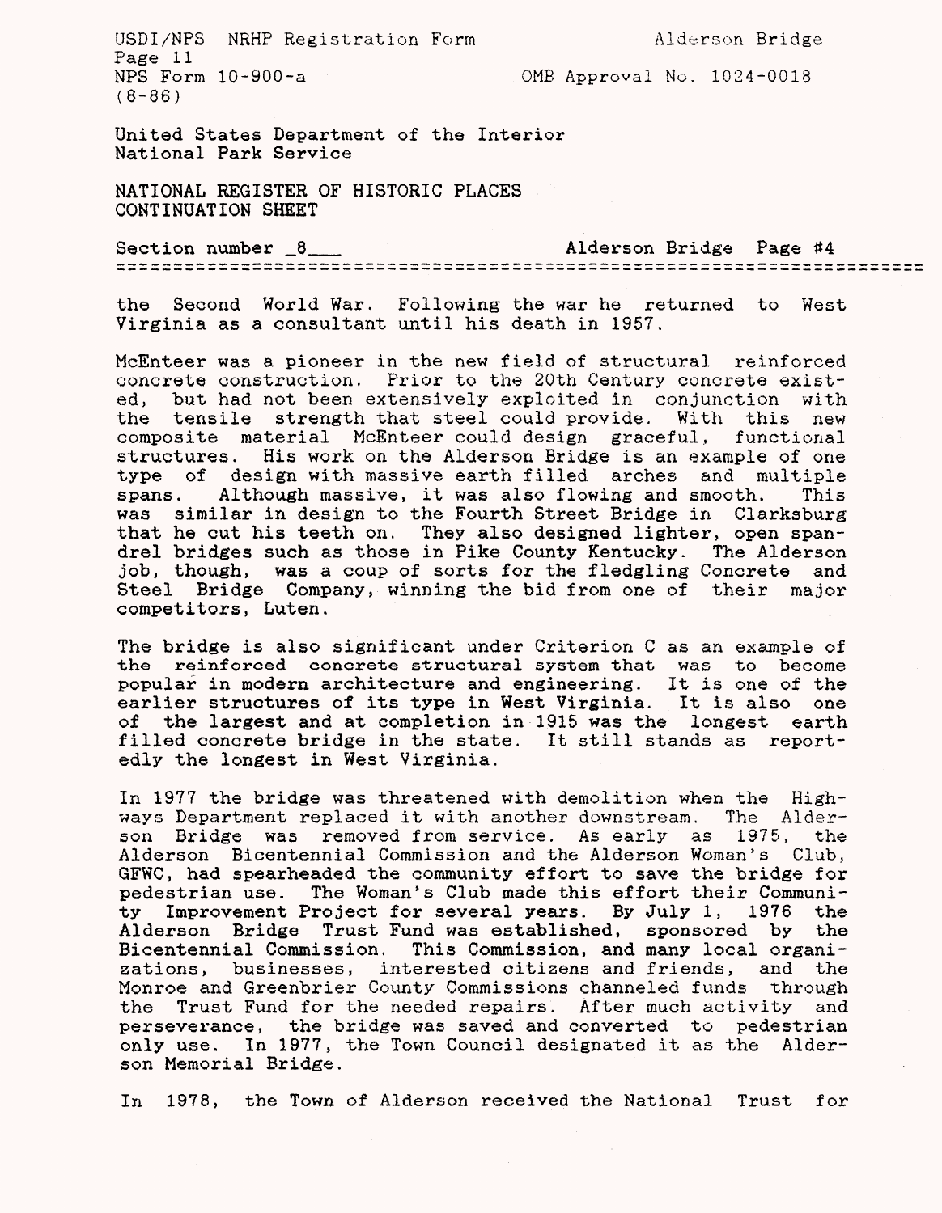United States Department of the Interior
National Park Service

NATIONAL REGISTER OF HISTORIC PLACES
CONTINUATION SHEET

Section number _8___ Alderson Bridge Page #4

the Second World War. Following the war he returned to West Virginia as a consultant until his death in 1957.

McEnteer was a pioneer in the new field of structural reinforced concrete construction. Prior to the 20th Century concrete existed, but had not been extensively exploited in conjunction with the tensile strength that steel could provide. With this new composite material McEnteer could design graceful, functional structures. His work on the Alderson Bridge is an example of one type of design with massive earth filled arches and multiple spans. Although massive, it was also flowing and smooth. This was similar in design to the Fourth Street Bridge in Clarksburg that he cut his teeth on. They also designed lighter, open spandrel bridges such as those in Pike County Kentucky. The Alderson job, though, was a coup of sorts for the fledgling Concrete and Steel Bridge Company, winning the bid from one of their major competitors, Luten.

The bridge is also significant under Criterion C as an example of the reinforced concrete structural system that was to become popular in modern architecture and engineering. It is one of the earlier structures of its type in West Virginia. It is also one of the largest and at completion in 1915 was the longest earth filled concrete bridge in the state. It still stands as reportedly the longest in West Virginia.

In 1977 the bridge was threatened with demolition when the Highways Department replaced it with another downstream. The Alderson Bridge was removed from service. As early as 1975, the Alderson Bicentennial Commission and the Alderson Woman's Club, GFWC, had spearheaded the community effort to save the bridge for pedestrian use. The Woman's Club made this effort their Community Improvement Project for several years. By July 1, 1976 the Alderson Bridge Trust Fund was established, sponsored by the Bicentennial Commission. This Commission, and many local organizations, businesses, interested citizens and friends, and the Monroe and Greenbrier County Commissions channeled funds through the Trust Fund for the needed repairs. After much activity and perseverance, the bridge was saved and converted to pedestrian only use. In 1977, the Town Council designated it as the Alderson Memorial Bridge.

In 1978, the Town of Alderson received the National Trust for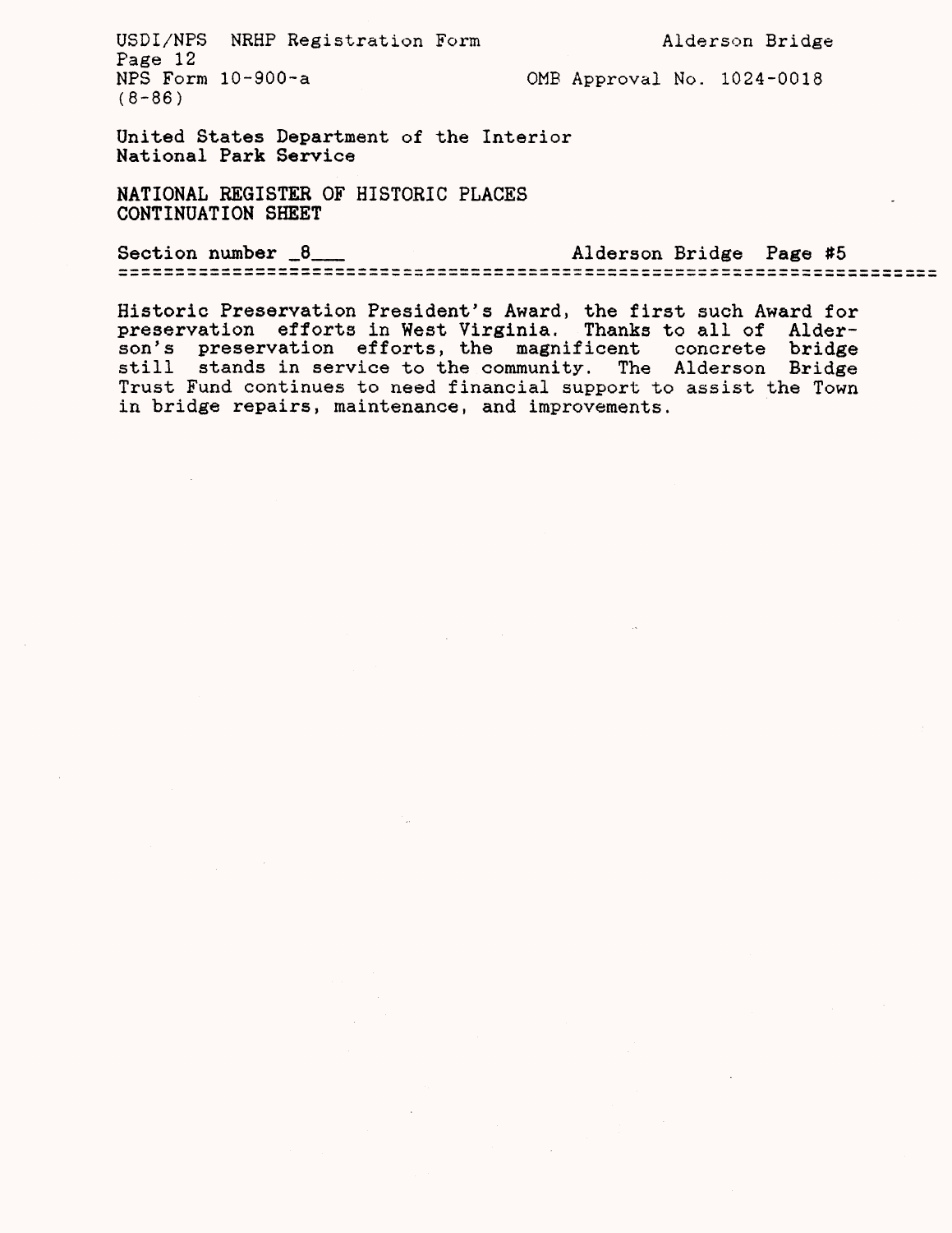United States Department of the Interior
National Park Service

NATIONAL REGISTER OF HISTORIC PLACES
CONTINUATION SHEET

Section number _8___ Alderson Bridge Page #5

Historic Preservation President's Award, the first such Award for preservation efforts in West Virginia. Thanks to all of Alderson's preservation efforts, the magnificent concrete bridge still stands in service to the community. The Alderson Bridge Trust Fund continues to need financial support to assist the Town in bridge repairs, maintenance, and improvements.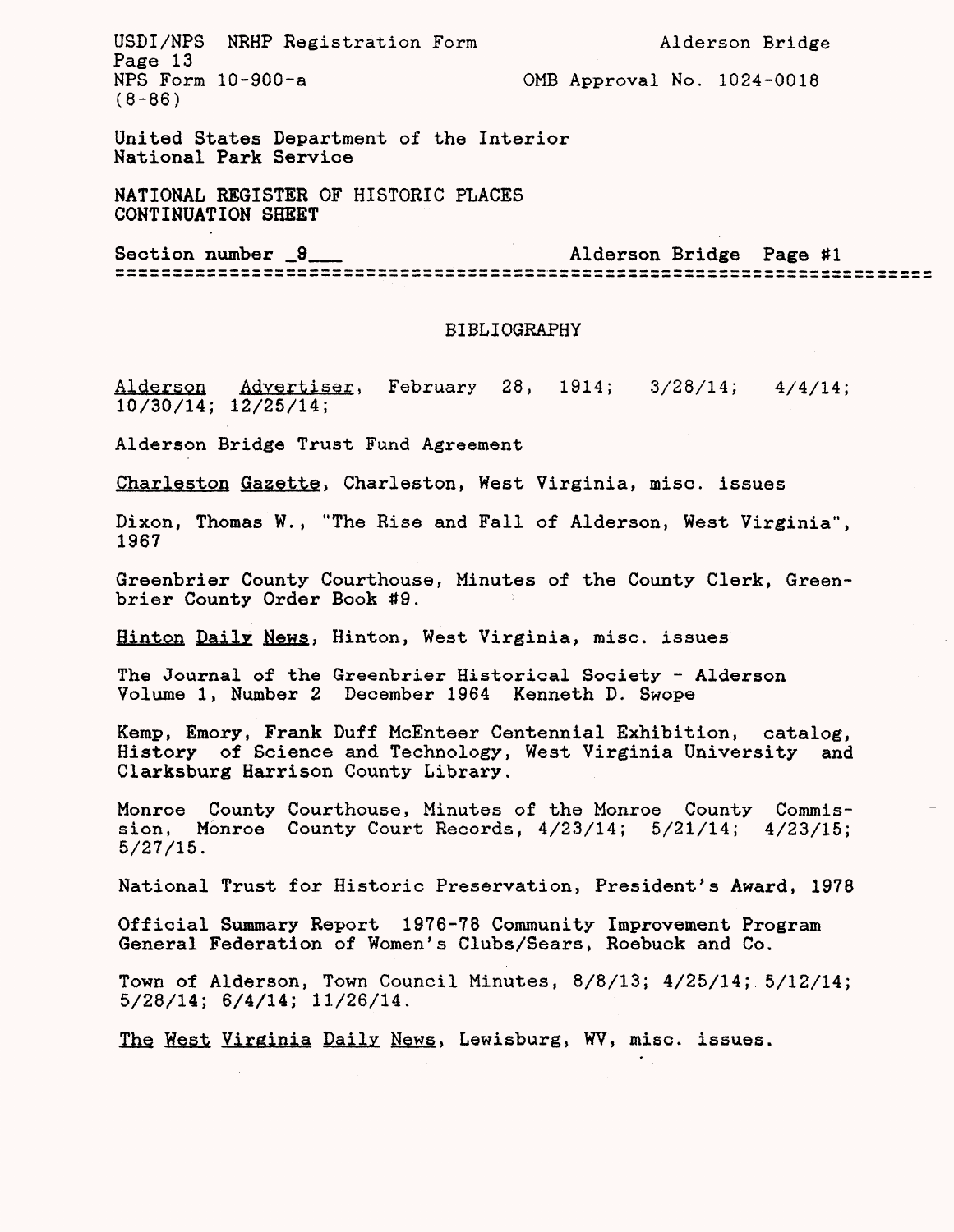United States Department of the Interior
National Park Service

NATIONAL REGISTER OF HISTORIC PLACES
CONTINUATION SHEET

Section number 9 Alderson Bridge Page #1

## BIBLIOGRAPHY

_Alderson Advertiser_, February 28, 1914; 3/28/14; 4/4/14; 10/30/14; 12/25/14;

Alderson Bridge Trust Fund Agreement

_Charleston Gazette_, Charleston, West Virginia, misc. issues

Dixon, Thomas W., "The Rise and Fall of Alderson, West Virginia", 1967

Greenbrier County Courthouse, Minutes of the County Clerk, Greenbrier County Order Book #9.

_Hinton Daily News_, Hinton, West Virginia, misc. issues

The Journal of the Greenbrier Historical Society - Alderson Volume 1, Number 2 December 1964 Kenneth D. Swope

Kemp, Emory, Frank Duff McEnteer Centennial Exhibition, catalog, History of Science and Technology, West Virginia University and Clarksburg Harrison County Library.

Monroe County Courthouse, Minutes of the Monroe County Commission, Monroe County Court Records, 4/23/14; 5/21/14; 4/23/15; 5/27/15.

National Trust for Historic Preservation, President's Award, 1978

Official Summary Report 1976-78 Community Improvement Program General Federation of Women's Clubs/Sears, Roebuck and Co.

Town of Alderson, Town Council Minutes, 8/8/13; 4/25/14; 5/12/14; 5/28/14; 6/4/14; 11/26/14.

_The West Virginia Daily News_, Lewisburg, WV, misc. issues.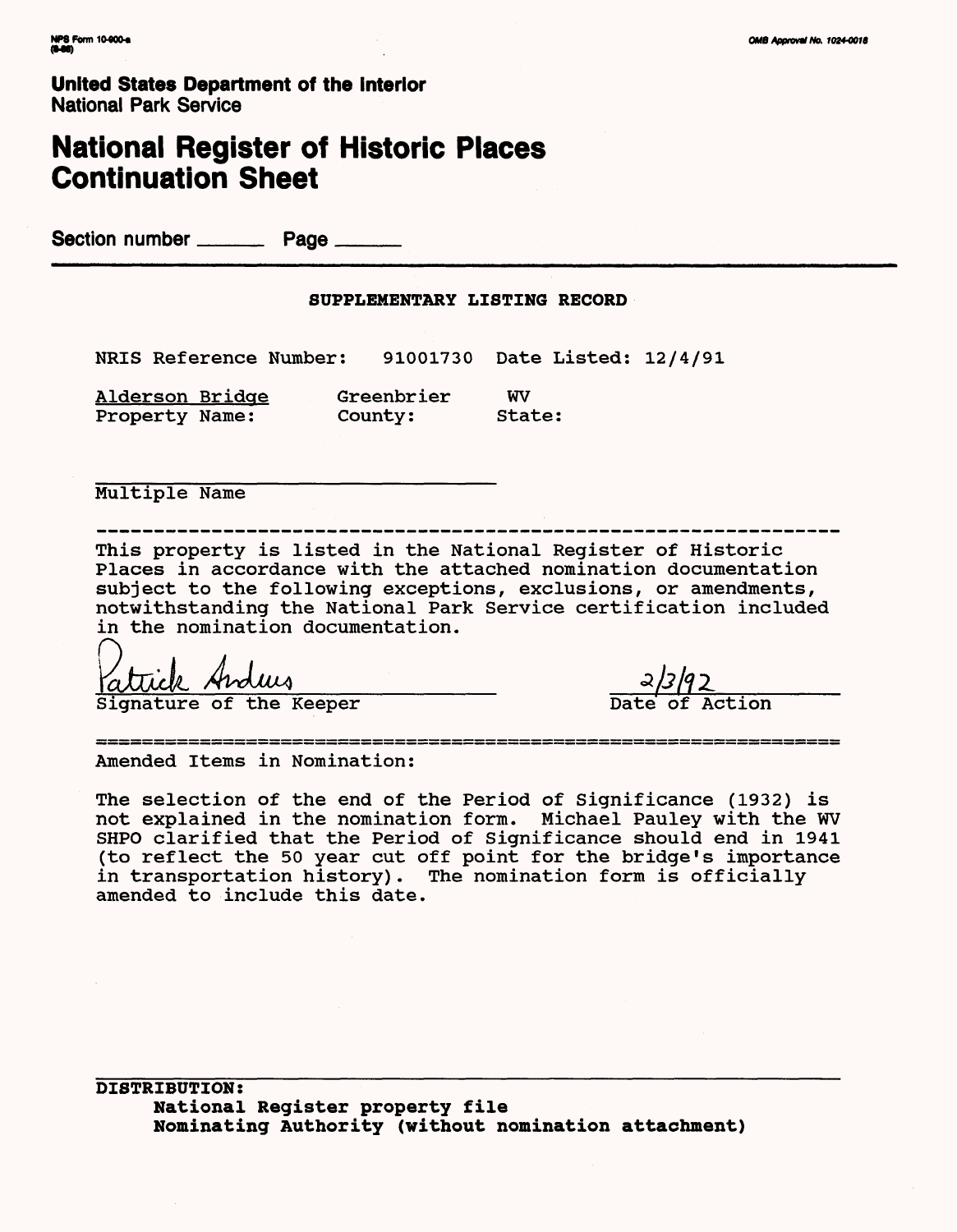NPS Form 10-900-a
(8-86)

OMB Approval No. 1024-0018

**United States Department of the Interior**
National Park Service

# National Register of Historic Places Continuation Sheet

Section number ______ Page ______

**SUPPLEMENTARY LISTING RECORD**

NRIS Reference Number: 91001730 Date Listed: 12/4/91

| | | |
|---|---|---|
| Alderson Bridge | Greenbrier | WV |
| Property Name: | County: | State: |

______________________________
Multiple Name

---

This property is listed in the National Register of Historic Places in accordance with the attached nomination documentation subject to the following exceptions, exclusions, or amendments, notwithstanding the National Park Service certification included in the nomination documentation.

Patrick Andrus
Signature of the Keeper

2/3/92
Date of Action

---

Amended Items in Nomination:

The selection of the end of the Period of Significance (1932) is not explained in the nomination form. Michael Pauley with the WV SHPO clarified that the Period of Significance should end in 1941 (to reflect the 50 year cut off point for the bridge's importance in transportation history). The nomination form is officially amended to include this date.

**DISTRIBUTION:**
**National Register property file**
**Nominating Authority (without nomination attachment)**